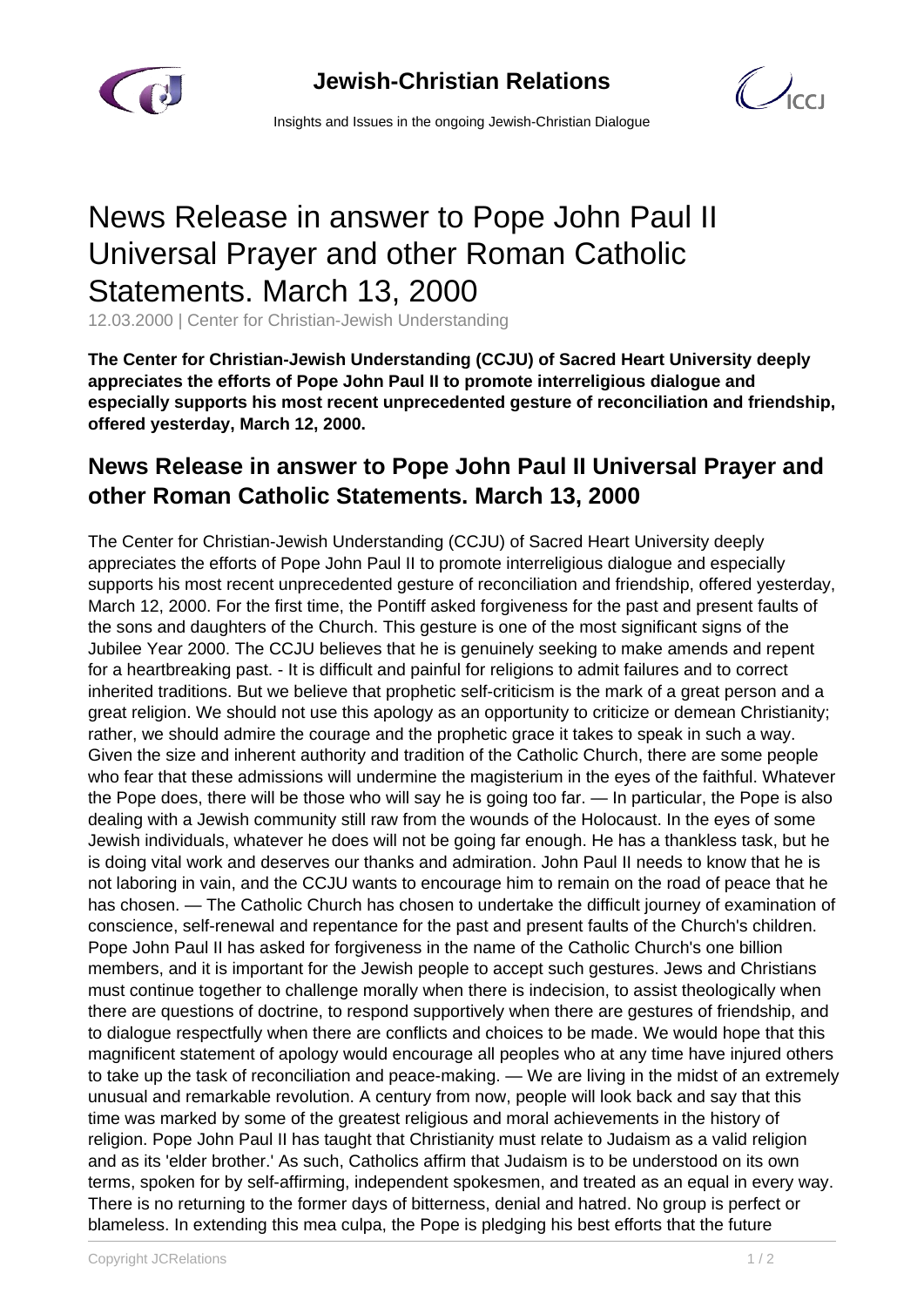# News Release in answer to Pope John Paul II Universal Prayer and other Roman Catholic Statements. March 13, 2000

12.03.2000 | Center for Christian-Jewish Understanding

**The Center for Christian-Jewish Understanding (CCJU) of Sacred Heart University deeply appreciates the efforts of Pope John Paul II to promote interreligious dialogue and especially supports his most recent unprecedented gesture of reconciliation and friendship, offered yesterday, March 12, 2000.**

## News Release in answer to Pope John Paul II Universal Prayer and other Roman Catholic Statements. March 13, 2000

The Center for Christian-Jewish Understanding (CCJU) of Sacred Heart University deeply appreciates the efforts of Pope John Paul II to promote interreligious dialogue and especially supports his most recent unprecedented gesture of reconciliation and friendship, offered yesterday, March 12, 2000. For the first time, the Pontiff asked forgiveness for the past and present faults of the sons and daughters of the Church. This gesture is one of the most significant signs of the Jubilee Year 2000. The CCJU believes that he is genuinely seeking to make amends and repent for a heartbreaking past. - It is difficult and painful for religions to admit failures and to correct inherited traditions. But we believe that prophetic self-criticism is the mark of a great person and a great religion. We should not use this apology as an opportunity to criticize or demean Christianity; rather, we should admire the courage and the prophetic grace it takes to speak in such a way. Given the size and inherent authority and tradition of the Catholic Church, there are some people who fear that these admissions will undermine the magisterium in the eyes of the faithful. Whatever the Pope does, there will be those who will say he is going too far. — In particular, the Pope is also dealing with a Jewish community still raw from the wounds of the Holocaust. In the eyes of some Jewish individuals, whatever he does will not be going far enough. He has a thankless task, but he is doing vital work and deserves our thanks and admiration. John Paul II needs to know that he is not laboring in vain, and the CCJU wants to encourage him to remain on the road of peace that he has chosen. — The Catholic Church has chosen to undertake the difficult journey of examination of conscience, self-renewal and repentance for the past and present faults of the Church's children. Pope John Paul II has asked for forgiveness in the name of the Catholic Church's one billion members, and it is important for the Jewish people to accept such gestures. Jews and Christians must continue together to challenge morally when there is indecision, to assist theologically when there are questions of doctrine, to respond supportively when there are gestures of friendship, and to dialogue respectfully when there are conflicts and choices to be made. We would hope that this magnificent statement of apology would encourage all peoples who at any time have injured others to take up the task of reconciliation and peace-making. — We are living in the midst of an extremely unusual and remarkable revolution. A century from now, people will look back and say that this time was marked by some of the greatest religious and moral achievements in the history of religion. Pope John Paul II has taught that Christianity must relate to Judaism as a valid religion and as its 'elder brother.' As such, Catholics affirm that Judaism is to be understood on its own terms, spoken for by self-affirming, independent spokesmen, and treated as an equal in every way. There is no returning to the former days of bitterness, denial and hatred. No group is perfect or blameless. In extending this mea culpa, the Pope is pledging his best efforts that the future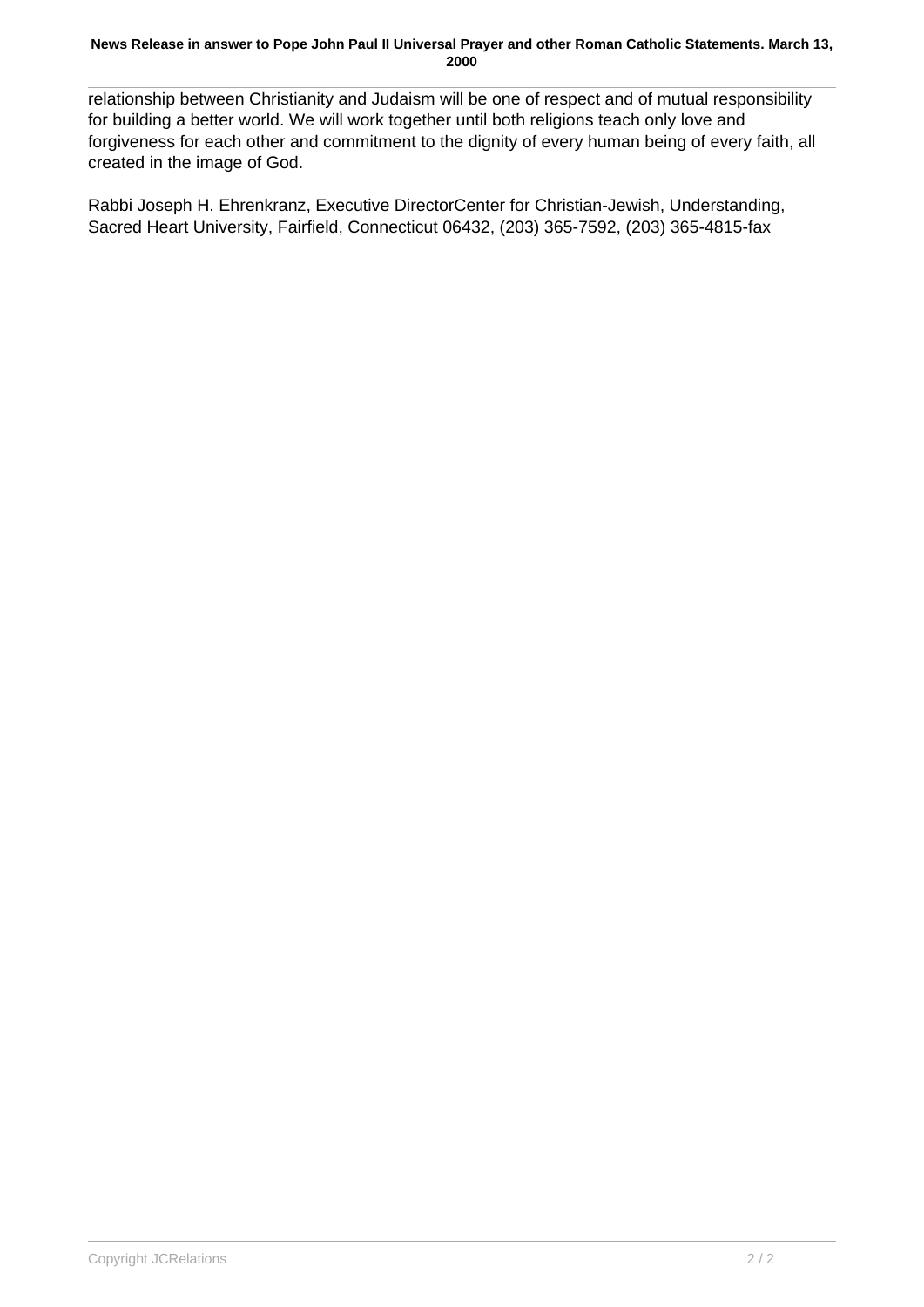relationship between Christianity and Judaism will be one of respect and of mutual responsibility for building a better world. We will work together until both religions teach only love and forgiveness for each other and commitment to the dignity of every human being of every faith, all created in the image of God.

Rabbi Joseph H. Ehrenkranz, Executive DirectorCenter for Christian-Jewish, Understanding, Sacred Heart University, Fairfield, Connecticut 06432, (203) 365-7592, (203) 365-4815-fax